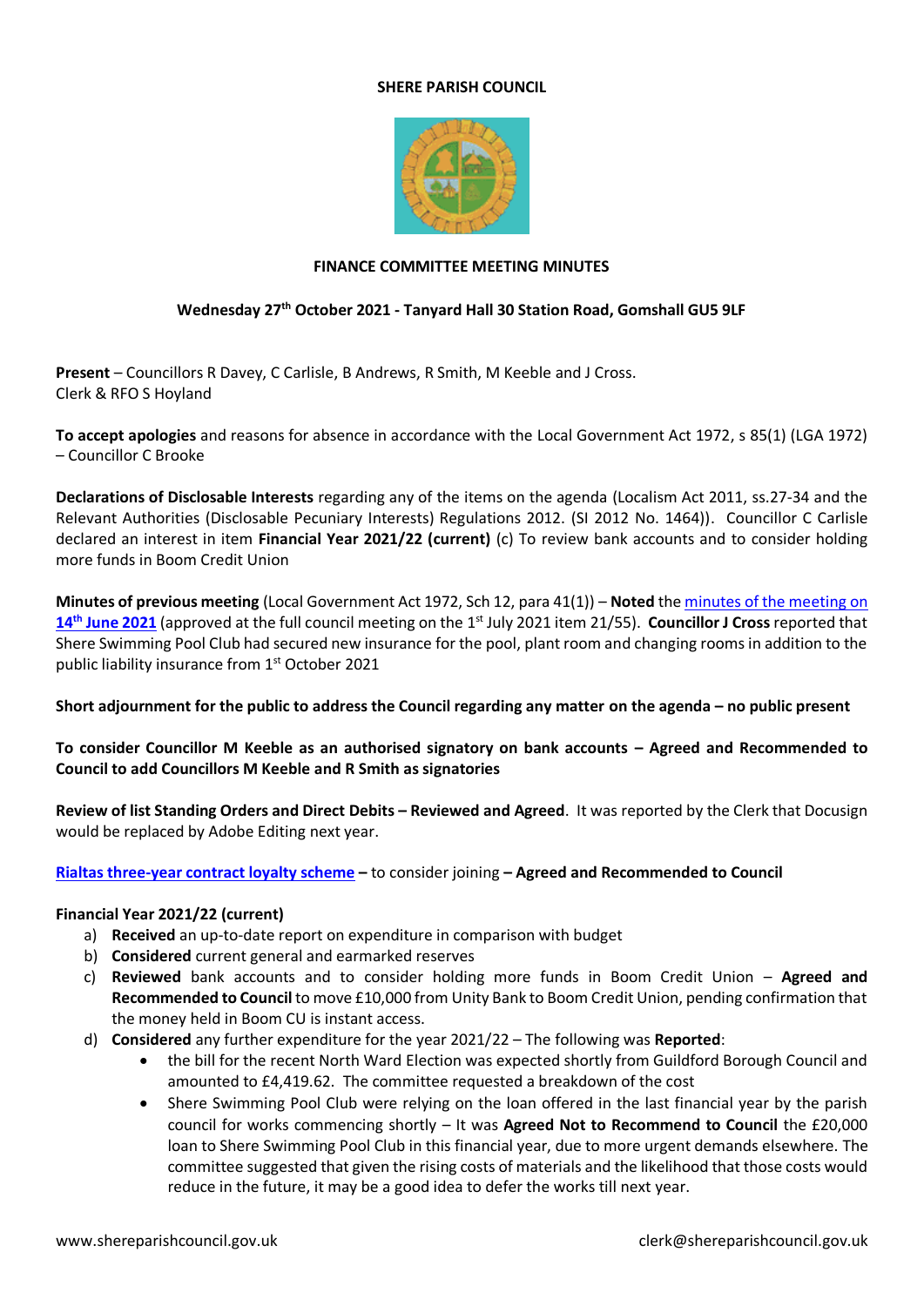# SHERE PARISH COUNCIL

## FINANCE COMMITTEE MEETING MINUTES

### Wednesday 27th October 2021 - Tanyard Hall 30 Station Road, Gomshall GU5 9LF

**Present** – Councillors R Davey, C Carlisle, B Andrews, R Smith, M Keeble and J Cross.
Clerk & RFO S Hoyland

**To accept apologies** and reasons for absence in accordance with the Local Government Act 1972, s 85(1) (LGA 1972) – Councillor C Brooke

**Declarations of Disclosable Interests** regarding any of the items on the agenda (Localism Act 2011, ss.27-34 and the Relevant Authorities (Disclosable Pecuniary Interests) Regulations 2012. (SI 2012 No. 1464)). Councillor C Carlisle declared an interest in item **Financial Year 2021/22 (current)** (c) To review bank accounts and to consider holding more funds in Boom Credit Union

**Minutes of previous meeting** (Local Government Act 1972, Sch 12, para 41(1)) – **Noted** the minutes of the meeting on **14th June 2021** (approved at the full council meeting on the 1st July 2021 item 21/55). **Councillor J Cross** reported that Shere Swimming Pool Club had secured new insurance for the pool, plant room and changing rooms in addition to the public liability insurance from 1st October 2021

**Short adjournment for the public to address the Council regarding any matter on the agenda – no public present**

**To consider Councillor M Keeble as an authorised signatory on bank accounts – Agreed and Recommended to Council to add Councillors M Keeble and R Smith as signatories**

**Review of list Standing Orders and Direct Debits – Reviewed and Agreed**. It was reported by the Clerk that Docusign would be replaced by Adobe Editing next year.

**Rialtas three-year contract loyalty scheme** – to consider joining **– Agreed and Recommended to Council**

**Financial Year 2021/22 (current)**

a) **Received** an up-to-date report on expenditure in comparison with budget
b) **Considered** current general and earmarked reserves
c) **Reviewed** bank accounts and to consider holding more funds in Boom Credit Union – **Agreed and Recommended to Council** to move £10,000 from Unity Bank to Boom Credit Union, pending confirmation that the money held in Boom CU is instant access.
d) **Considered** any further expenditure for the year 2021/22 – The following was **Reported**:
    - the bill for the recent North Ward Election was expected shortly from Guildford Borough Council and amounted to £4,419.62. The committee requested a breakdown of the cost
    - Shere Swimming Pool Club were relying on the loan offered in the last financial year by the parish council for works commencing shortly – It was **Agreed Not to Recommend to Council** the £20,000 loan to Shere Swimming Pool Club in this financial year, due to more urgent demands elsewhere. The committee suggested that given the rising costs of materials and the likelihood that those costs would reduce in the future, it may be a good idea to defer the works till next year.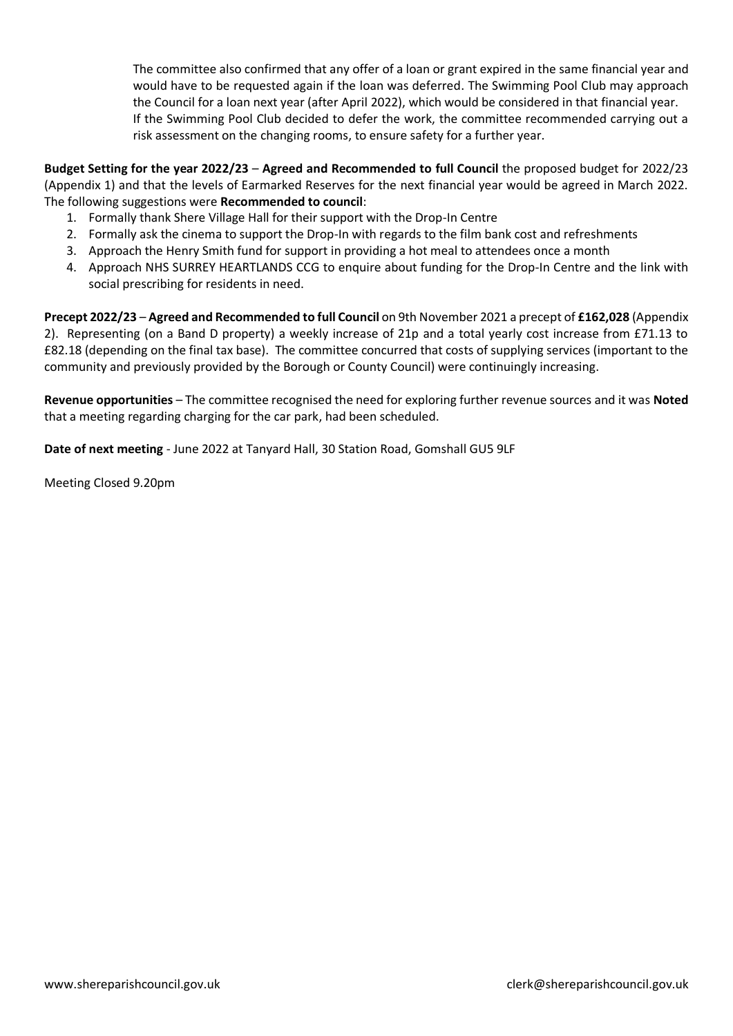The committee also confirmed that any offer of a loan or grant expired in the same financial year and would have to be requested again if the loan was deferred. The Swimming Pool Club may approach the Council for a loan next year (after April 2022), which would be considered in that financial year. If the Swimming Pool Club decided to defer the work, the committee recommended carrying out a risk assessment on the changing rooms, to ensure safety for a further year.

**Budget Setting for the year 2022/23** – **Agreed and Recommended to full Council** the proposed budget for 2022/23 (Appendix 1) and that the levels of Earmarked Reserves for the next financial year would be agreed in March 2022. The following suggestions were **Recommended to council**:

1. Formally thank Shere Village Hall for their support with the Drop-In Centre
2. Formally ask the cinema to support the Drop-In with regards to the film bank cost and refreshments
3. Approach the Henry Smith fund for support in providing a hot meal to attendees once a month
4. Approach NHS SURREY HEARTLANDS CCG to enquire about funding for the Drop-In Centre and the link with social prescribing for residents in need.

**Precept 2022/23** – **Agreed and Recommended to full Council** on 9th November 2021 a precept of **£162,028** (Appendix 2). Representing (on a Band D property) a weekly increase of 21p and a total yearly cost increase from £71.13 to £82.18 (depending on the final tax base). The committee concurred that costs of supplying services (important to the community and previously provided by the Borough or County Council) were continuingly increasing.

**Revenue opportunities** – The committee recognised the need for exploring further revenue sources and it was **Noted** that a meeting regarding charging for the car park, had been scheduled.

**Date of next meeting** - June 2022 at Tanyard Hall, 30 Station Road, Gomshall GU5 9LF

Meeting Closed 9.20pm